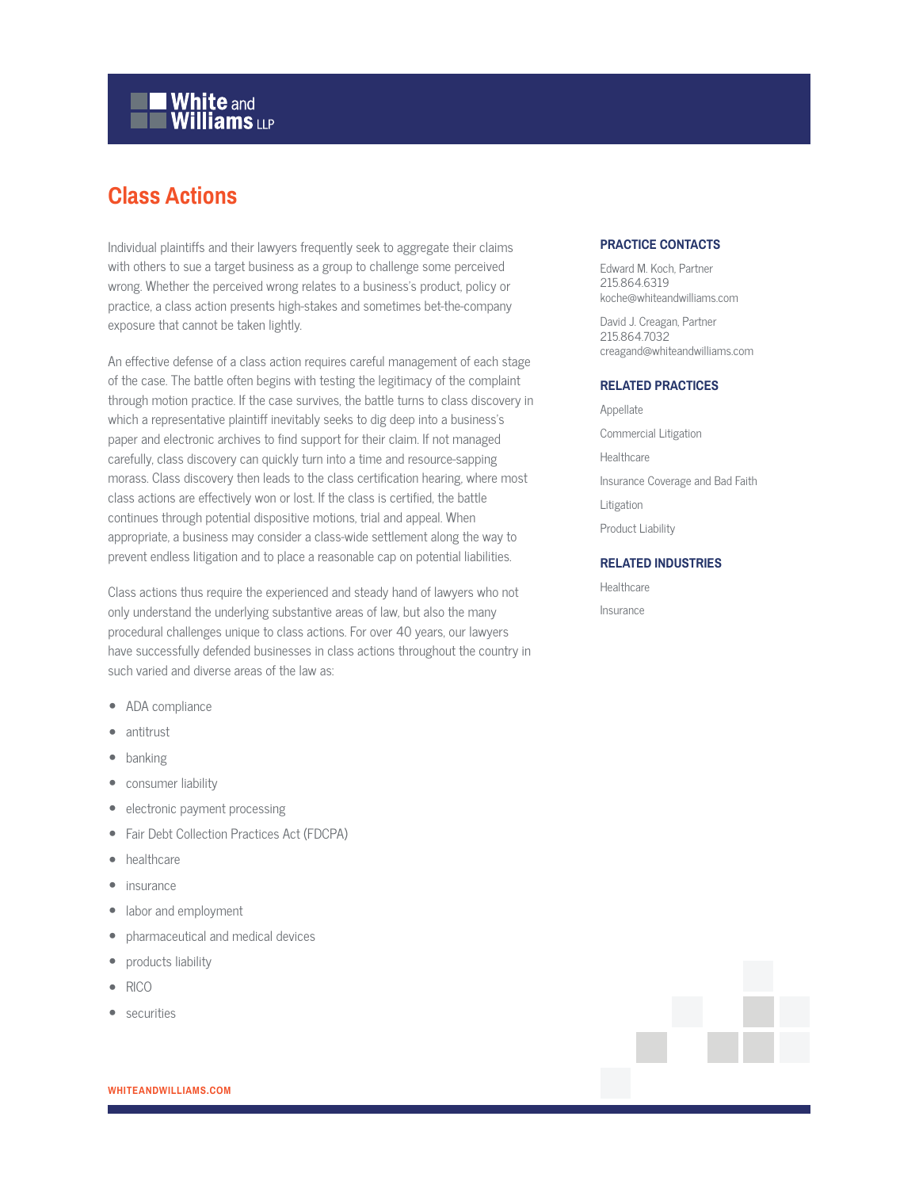# Class Actions

Individual plaintiffs and their lawyers frequently seek to aggregate their claims with others to sue a target business as a group to challenge some perceived wrong. Whether the perceived wrong relates to a business's product, policy or practice, a class action presents high-stakes and sometimes bet-the-company exposure that cannot be taken lightly.

An effective defense of a class action requires careful management of each stage of the case. The battle often begins with testing the legitimacy of the complaint through motion practice. If the case survives, the battle turns to class discovery in which a representative plaintiff inevitably seeks to dig deep into a business's paper and electronic archives to find support for their claim. If not managed carefully, class discovery can quickly turn into a time and resource-sapping morass. Class discovery then leads to the class certification hearing, where most class actions are effectively won or lost. If the class is certified, the battle continues through potential dispositive motions, trial and appeal. When appropriate, a business may consider a class-wide settlement along the way to prevent endless litigation and to place a reasonable cap on potential liabilities.

Class actions thus require the experienced and steady hand of lawyers who not only understand the underlying substantive areas of law, but also the many procedural challenges unique to class actions. For over 40 years, our lawyers have successfully defended businesses in class actions throughout the country in such varied and diverse areas of the law as:

- ADA compliance
- antitrust
- banking
- consumer liability
- electronic payment processing
- Fair Debt Collection Practices Act (FDCPA)
- healthcare
- insurance
- labor and employment
- pharmaceutical and medical devices
- products liability
- RICO
- securities

## PRACTICE CONTACTS

Edward M. Koch, Partner
215.864.6319
koche@whiteandwilliams.com

David J. Creagan, Partner
215.864.7032
creagand@whiteandwilliams.com

## RELATED PRACTICES

Appellate

Commercial Litigation

Healthcare

Insurance Coverage and Bad Faith

Litigation

Product Liability

## RELATED INDUSTRIES

Healthcare

Insurance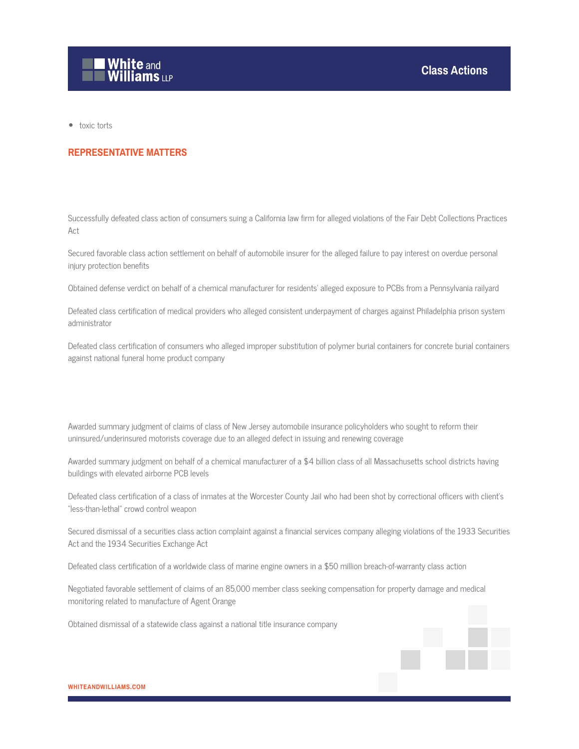- toxic torts

## REPRESENTATIVE MATTERS

Successfully defeated class action of consumers suing a California law firm for alleged violations of the Fair Debt Collections Practices Act

Secured favorable class action settlement on behalf of automobile insurer for the alleged failure to pay interest on overdue personal injury protection benefits

Obtained defense verdict on behalf of a chemical manufacturer for residents' alleged exposure to PCBs from a Pennsylvania railyard

Defeated class certification of medical providers who alleged consistent underpayment of charges against Philadelphia prison system administrator

Defeated class certification of consumers who alleged improper substitution of polymer burial containers for concrete burial containers against national funeral home product company

Awarded summary judgment of claims of class of New Jersey automobile insurance policyholders who sought to reform their uninsured/underinsured motorists coverage due to an alleged defect in issuing and renewing coverage

Awarded summary judgment on behalf of a chemical manufacturer of a $4 billion class of all Massachusetts school districts having buildings with elevated airborne PCB levels

Defeated class certification of a class of inmates at the Worcester County Jail who had been shot by correctional officers with client's "less-than-lethal" crowd control weapon

Secured dismissal of a securities class action complaint against a financial services company alleging violations of the 1933 Securities Act and the 1934 Securities Exchange Act

Defeated class certification of a worldwide class of marine engine owners in a $50 million breach-of-warranty class action

Negotiated favorable settlement of claims of an 85,000 member class seeking compensation for property damage and medical monitoring related to manufacture of Agent Orange

Obtained dismissal of a statewide class against a national title insurance company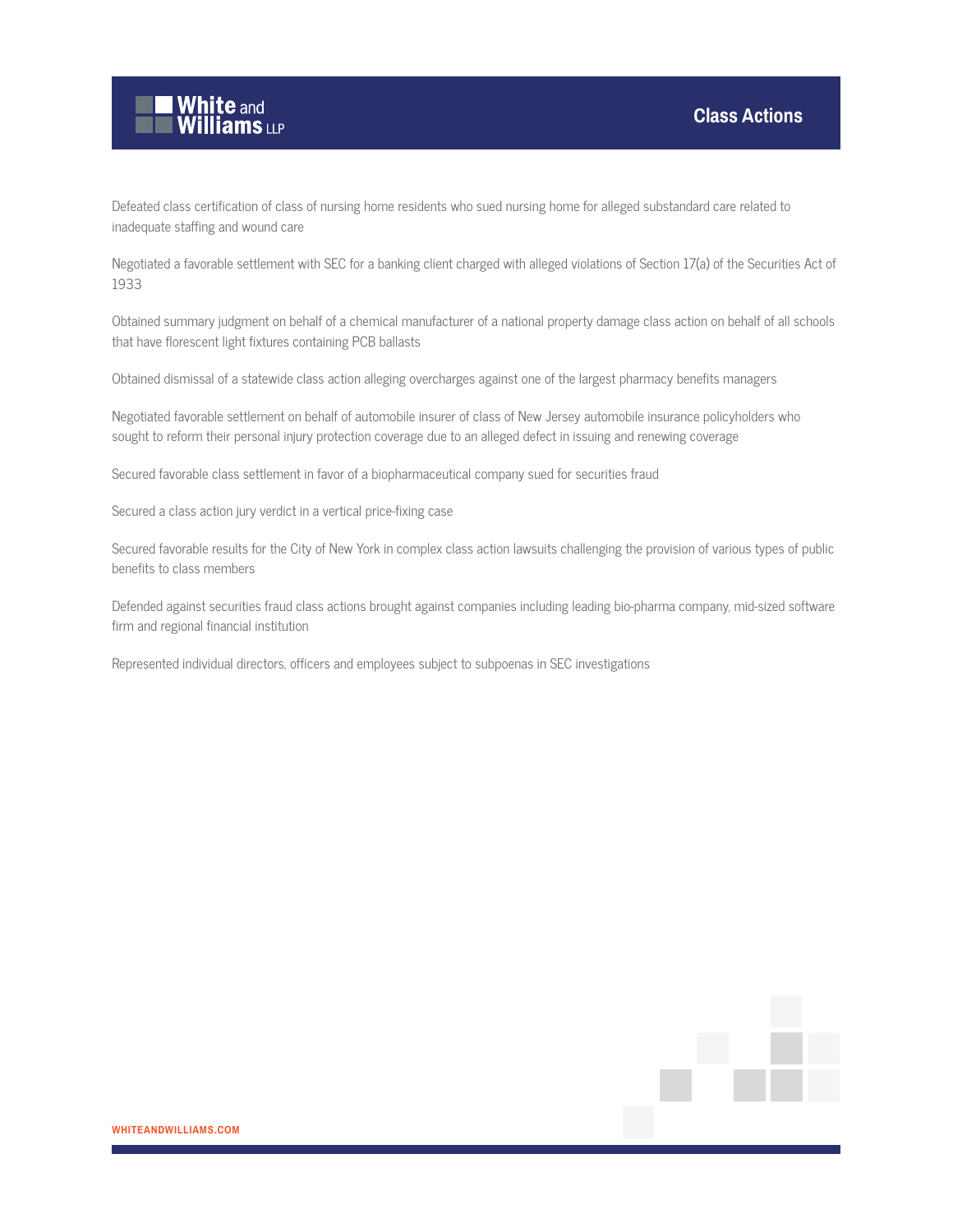Defeated class certification of class of nursing home residents who sued nursing home for alleged substandard care related to inadequate staffing and wound care

Negotiated a favorable settlement with SEC for a banking client charged with alleged violations of Section 17(a) of the Securities Act of 1933

Obtained summary judgment on behalf of a chemical manufacturer of a national property damage class action on behalf of all schools that have florescent light fixtures containing PCB ballasts

Obtained dismissal of a statewide class action alleging overcharges against one of the largest pharmacy benefits managers

Negotiated favorable settlement on behalf of automobile insurer of class of New Jersey automobile insurance policyholders who sought to reform their personal injury protection coverage due to an alleged defect in issuing and renewing coverage

Secured favorable class settlement in favor of a biopharmaceutical company sued for securities fraud

Secured a class action jury verdict in a vertical price-fixing case

Secured favorable results for the City of New York in complex class action lawsuits challenging the provision of various types of public benefits to class members

Defended against securities fraud class actions brought against companies including leading bio-pharma company, mid-sized software firm and regional financial institution

Represented individual directors, officers and employees subject to subpoenas in SEC investigations